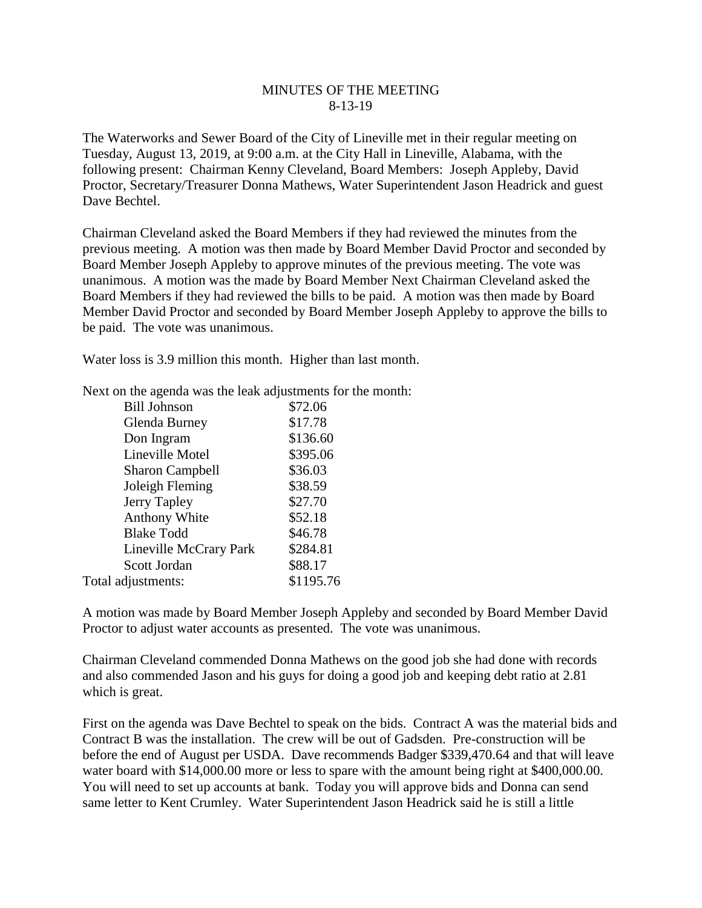MINUTES OF THE MEETING
8-13-19

The Waterworks and Sewer Board of the City of Lineville met in their regular meeting on Tuesday, August 13, 2019, at 9:00 a.m. at the City Hall in Lineville, Alabama, with the following present: Chairman Kenny Cleveland, Board Members: Joseph Appleby, David Proctor, Secretary/Treasurer Donna Mathews, Water Superintendent Jason Headrick and guest Dave Bechtel.

Chairman Cleveland asked the Board Members if they had reviewed the minutes from the previous meeting. A motion was then made by Board Member David Proctor and seconded by Board Member Joseph Appleby to approve minutes of the previous meeting. The vote was unanimous. A motion was the made by Board Member Next Chairman Cleveland asked the Board Members if they had reviewed the bills to be paid. A motion was then made by Board Member David Proctor and seconded by Board Member Joseph Appleby to approve the bills to be paid. The vote was unanimous.

Water loss is 3.9 million this month. Higher than last month.

Next on the agenda was the leak adjustments for the month:

| | |
|---|---|
| Bill Johnson | $72.06 |
| Glenda Burney | $17.78 |
| Don Ingram | $136.60 |
| Lineville Motel | $395.06 |
| Sharon Campbell | $36.03 |
| Joleigh Fleming | $38.59 |
| Jerry Tapley | $27.70 |
| Anthony White | $52.18 |
| Blake Todd | $46.78 |
| Lineville McCrary Park | $284.81 |
| Scott Jordan | $88.17 |
| Total adjustments: | $1195.76 |

A motion was made by Board Member Joseph Appleby and seconded by Board Member David Proctor to adjust water accounts as presented. The vote was unanimous.

Chairman Cleveland commended Donna Mathews on the good job she had done with records and also commended Jason and his guys for doing a good job and keeping debt ratio at 2.81 which is great.

First on the agenda was Dave Bechtel to speak on the bids. Contract A was the material bids and Contract B was the installation. The crew will be out of Gadsden. Pre-construction will be before the end of August per USDA. Dave recommends Badger $339,470.64 and that will leave water board with $14,000.00 more or less to spare with the amount being right at $400,000.00. You will need to set up accounts at bank. Today you will approve bids and Donna can send same letter to Kent Crumley. Water Superintendent Jason Headrick said he is still a little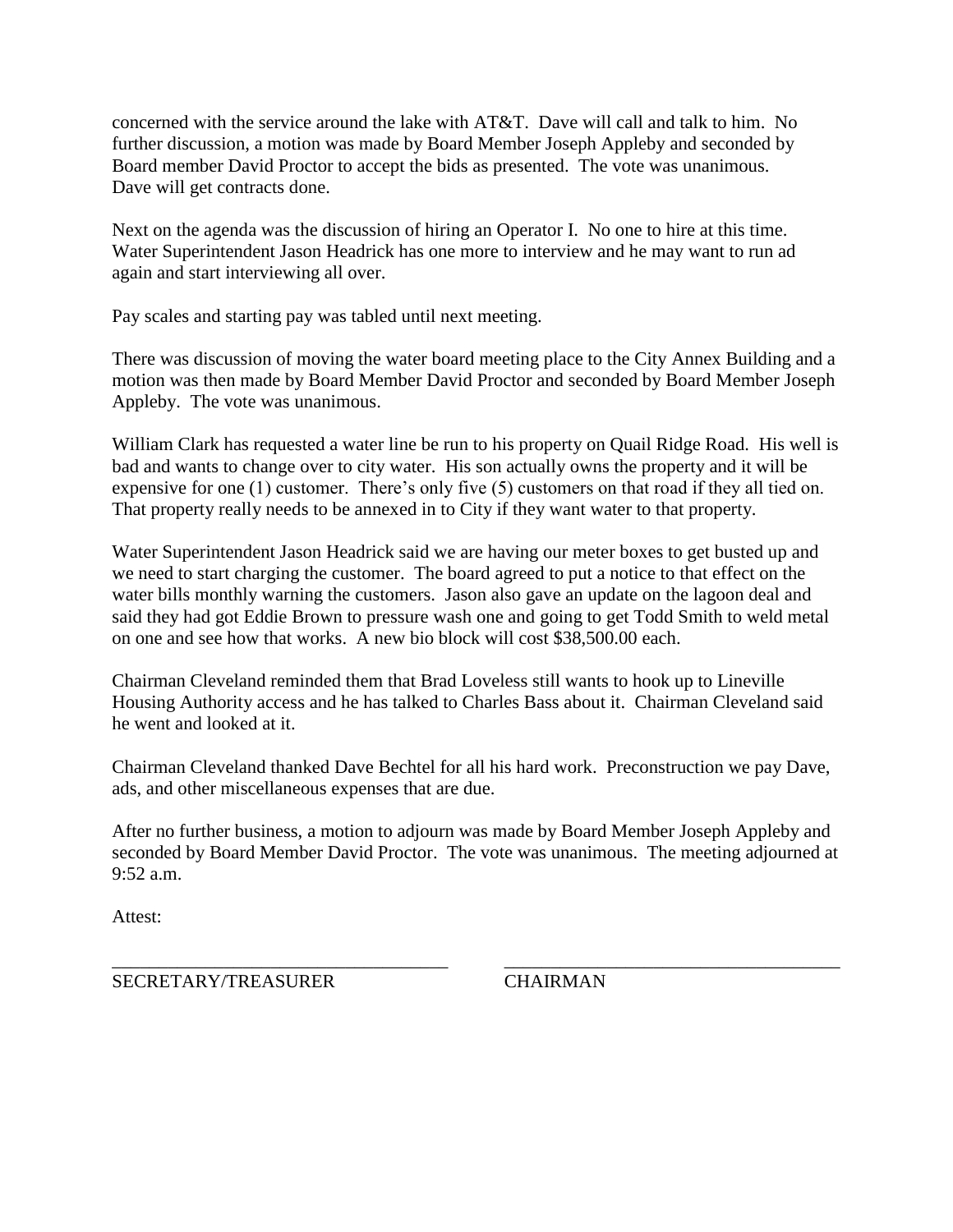concerned with the service around the lake with AT&T. Dave will call and talk to him. No further discussion, a motion was made by Board Member Joseph Appleby and seconded by Board member David Proctor to accept the bids as presented. The vote was unanimous. Dave will get contracts done.

Next on the agenda was the discussion of hiring an Operator I. No one to hire at this time. Water Superintendent Jason Headrick has one more to interview and he may want to run ad again and start interviewing all over.

Pay scales and starting pay was tabled until next meeting.

There was discussion of moving the water board meeting place to the City Annex Building and a motion was then made by Board Member David Proctor and seconded by Board Member Joseph Appleby. The vote was unanimous.

William Clark has requested a water line be run to his property on Quail Ridge Road. His well is bad and wants to change over to city water. His son actually owns the property and it will be expensive for one (1) customer. There's only five (5) customers on that road if they all tied on. That property really needs to be annexed in to City if they want water to that property.

Water Superintendent Jason Headrick said we are having our meter boxes to get busted up and we need to start charging the customer. The board agreed to put a notice to that effect on the water bills monthly warning the customers. Jason also gave an update on the lagoon deal and said they had got Eddie Brown to pressure wash one and going to get Todd Smith to weld metal on one and see how that works. A new bio block will cost $38,500.00 each.

Chairman Cleveland reminded them that Brad Loveless still wants to hook up to Lineville Housing Authority access and he has talked to Charles Bass about it. Chairman Cleveland said he went and looked at it.

Chairman Cleveland thanked Dave Bechtel for all his hard work. Preconstruction we pay Dave, ads, and other miscellaneous expenses that are due.

After no further business, a motion to adjourn was made by Board Member Joseph Appleby and seconded by Board Member David Proctor. The vote was unanimous. The meeting adjourned at 9:52 a.m.

Attest:

\_\_\_\_\_\_\_\_\_\_\_\_\_\_\_\_\_\_\_\_\_\_\_\_\_\_\_\_\_\_\_\_\_\_\_\_ \_\_\_\_\_\_\_\_\_\_\_\_\_\_\_\_\_\_\_\_\_\_\_\_\_\_\_\_\_\_\_\_\_\_\_\_

SECRETARY/TREASURER CHAIRMAN